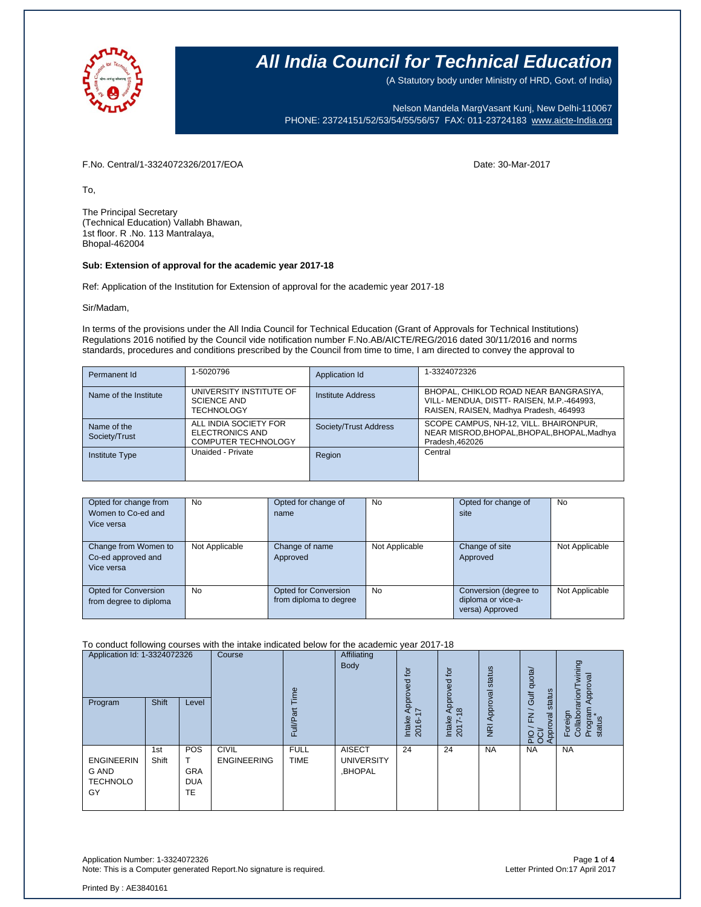# All India Council for Technical Education

(A Statutory body under Ministry of HRD, Govt. of India)

Nelson Mandela MargVasant Kunj, New Delhi-110067
PHONE: 23724151/52/53/54/55/56/57 FAX: 011-23724183 www.aicte-India.org

F.No. Central/1-3324072326/2017/EOA

Date: 30-Mar-2017

To,

The Principal Secretary
(Technical Education) Vallabh Bhawan,
1st floor. R .No. 113 Mantralaya,
Bhopal-462004

**Sub: Extension of approval for the academic year 2017-18**

Ref: Application of the Institution for Extension of approval for the academic year 2017-18

Sir/Madam,

In terms of the provisions under the All India Council for Technical Education (Grant of Approvals for Technical Institutions) Regulations 2016 notified by the Council vide notification number F.No.AB/AICTE/REG/2016 dated 30/11/2016 and norms standards, procedures and conditions prescribed by the Council from time to time, I am directed to convey the approval to

| Permanent Id | 1-5020796 | Application Id | 1-3324072326 |
|---|---|---|---|
| Name of the Institute | UNIVERSITY INSTITUTE OF SCIENCE AND TECHNOLOGY | Institute Address | BHOPAL, CHIKLOD ROAD NEAR BANGRASIYA, VILL- MENDUA, DISTT- RAISEN, M.P.-464993, RAISEN, RAISEN, Madhya Pradesh, 464993 |
| Name of the Society/Trust | ALL INDIA SOCIETY FOR ELECTRONICS AND COMPUTER TECHNOLOGY | Society/Trust Address | SCOPE CAMPUS, NH-12, VILL. BHAIRONPUR, NEAR MISROD,BHOPAL,BHOPAL,BHOPAL,Madhya Pradesh,462026 |
| Institute Type | Unaided - Private | Region | Central |

| Opted for change from Women to Co-ed and Vice versa | No | Opted for change of name | No | Opted for change of site | No |
|---|---|---|---|---|---|
| Change from Women to Co-ed approved and Vice versa | Not Applicable | Change of name Approved | Not Applicable | Change of site Approved | Not Applicable |
| Opted for Conversion from degree to diploma | No | Opted for Conversion from diploma to degree | No | Conversion (degree to diploma or vice-a-versa) Approved | Not Applicable |

To conduct following courses with the intake indicated below for the academic year 2017-18

| Application Id: 1-3324072326 | | | Course | Full/Part Time | Affiliating Body | Intake Approved for 2016-17 | Intake Approved for 2017-18 | NRI Approval status | PIO / FN / Gulf quota/ OCI/ Approval status | Foreign Collaboration/Twining Program Approval status* |
|---|---|---|---|---|---|---|---|---|---|---|
| Program | Shift | Level | | | | | | | | |
| ENGINEERING AND TECHNOLOGY | 1st Shift | POST GRADUATE | CIVIL ENGINEERING | FULL TIME | AISECT UNIVERSITY ,BHOPAL | 24 | 24 | NA | NA | NA |

Application Number: 1-3324072326
Note: This is a Computer generated Report.No signature is required.

Letter Printed On:17 April 2017

Printed By : AE3840161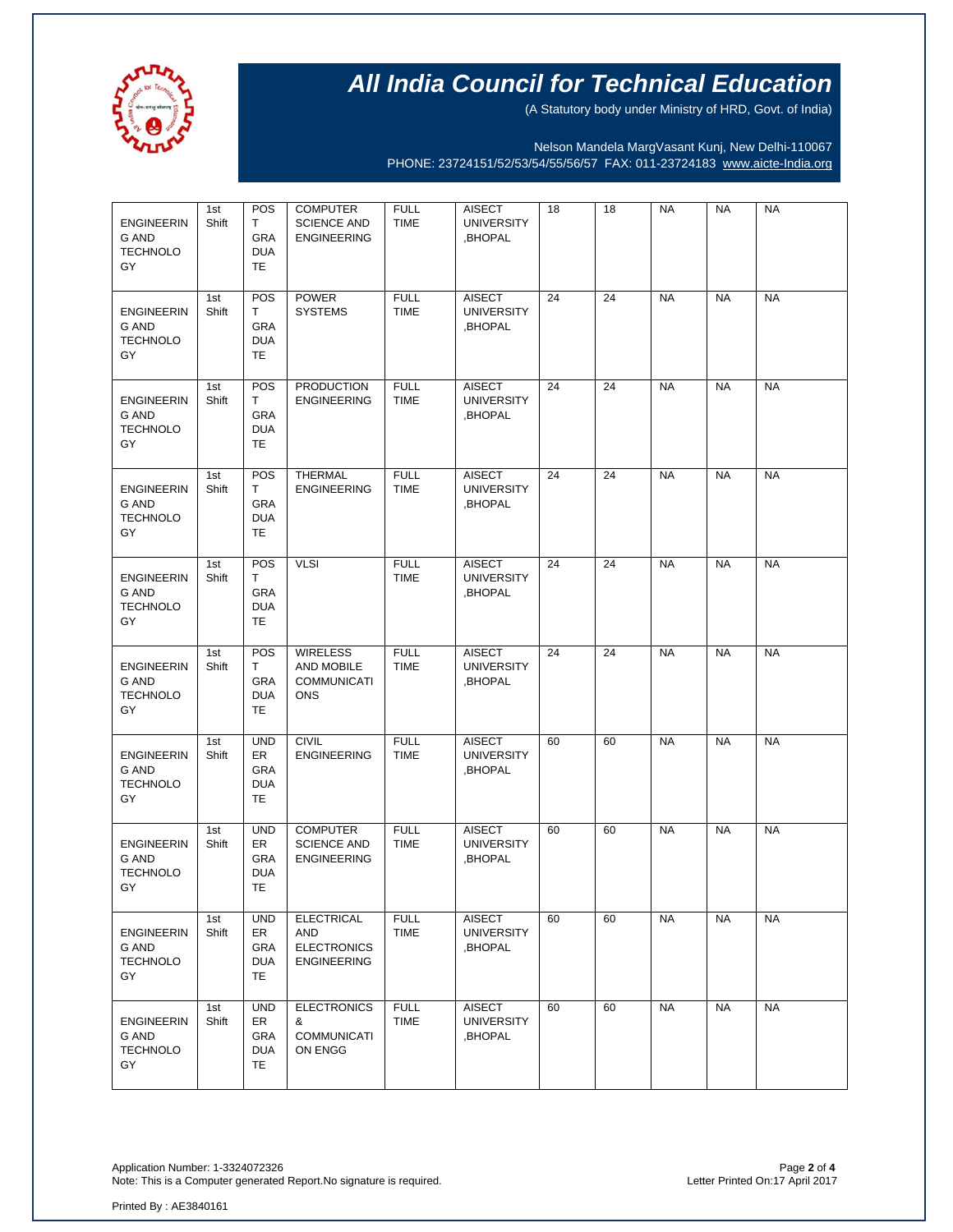# All India Council for Technical Education

(A Statutory body under Ministry of HRD, Govt. of India)

Nelson Mandela MargVasant Kunj, New Delhi-110067
PHONE: 23724151/52/53/54/55/56/57 FAX: 011-23724183 www.aicte-India.org

| | | | | | | | | | | |
|---|---|---|---|---|---|---|---|---|---|---|
| ENGINEERING AND TECHNOLOGY | 1st Shift | POST GRADUATE | COMPUTER SCIENCE AND ENGINEERING | FULL TIME | AISECT UNIVERSITY ,BHOPAL | 18 | 18 | NA | NA | NA |
| ENGINEERING AND TECHNOLOGY | 1st Shift | POST GRADUATE | POWER SYSTEMS | FULL TIME | AISECT UNIVERSITY ,BHOPAL | 24 | 24 | NA | NA | NA |
| ENGINEERING AND TECHNOLOGY | 1st Shift | POST GRADUATE | PRODUCTION ENGINEERING | FULL TIME | AISECT UNIVERSITY ,BHOPAL | 24 | 24 | NA | NA | NA |
| ENGINEERING AND TECHNOLOGY | 1st Shift | POST GRADUATE | THERMAL ENGINEERING | FULL TIME | AISECT UNIVERSITY ,BHOPAL | 24 | 24 | NA | NA | NA |
| ENGINEERING AND TECHNOLOGY | 1st Shift | POST GRADUATE | VLSI | FULL TIME | AISECT UNIVERSITY ,BHOPAL | 24 | 24 | NA | NA | NA |
| ENGINEERING AND TECHNOLOGY | 1st Shift | POST GRADUATE | WIRELESS AND MOBILE COMMUNICATIONS | FULL TIME | AISECT UNIVERSITY ,BHOPAL | 24 | 24 | NA | NA | NA |
| ENGINEERING AND TECHNOLOGY | 1st Shift | UNDER GRADUATE | CIVIL ENGINEERING | FULL TIME | AISECT UNIVERSITY ,BHOPAL | 60 | 60 | NA | NA | NA |
| ENGINEERING AND TECHNOLOGY | 1st Shift | UNDER GRADUATE | COMPUTER SCIENCE AND ENGINEERING | FULL TIME | AISECT UNIVERSITY ,BHOPAL | 60 | 60 | NA | NA | NA |
| ENGINEERING AND TECHNOLOGY | 1st Shift | UNDER GRADUATE | ELECTRICAL AND ELECTRONICS ENGINEERING | FULL TIME | AISECT UNIVERSITY ,BHOPAL | 60 | 60 | NA | NA | NA |
| ENGINEERING AND TECHNOLOGY | 1st Shift | UNDER GRADUATE | ELECTRONICS & COMMUNICATION ENGG | FULL TIME | AISECT UNIVERSITY ,BHOPAL | 60 | 60 | NA | NA | NA |

Application Number: 1-3324072326
Note: This is a Computer generated Report.No signature is required.

Letter Printed On:17 April 2017

Printed By : AE3840161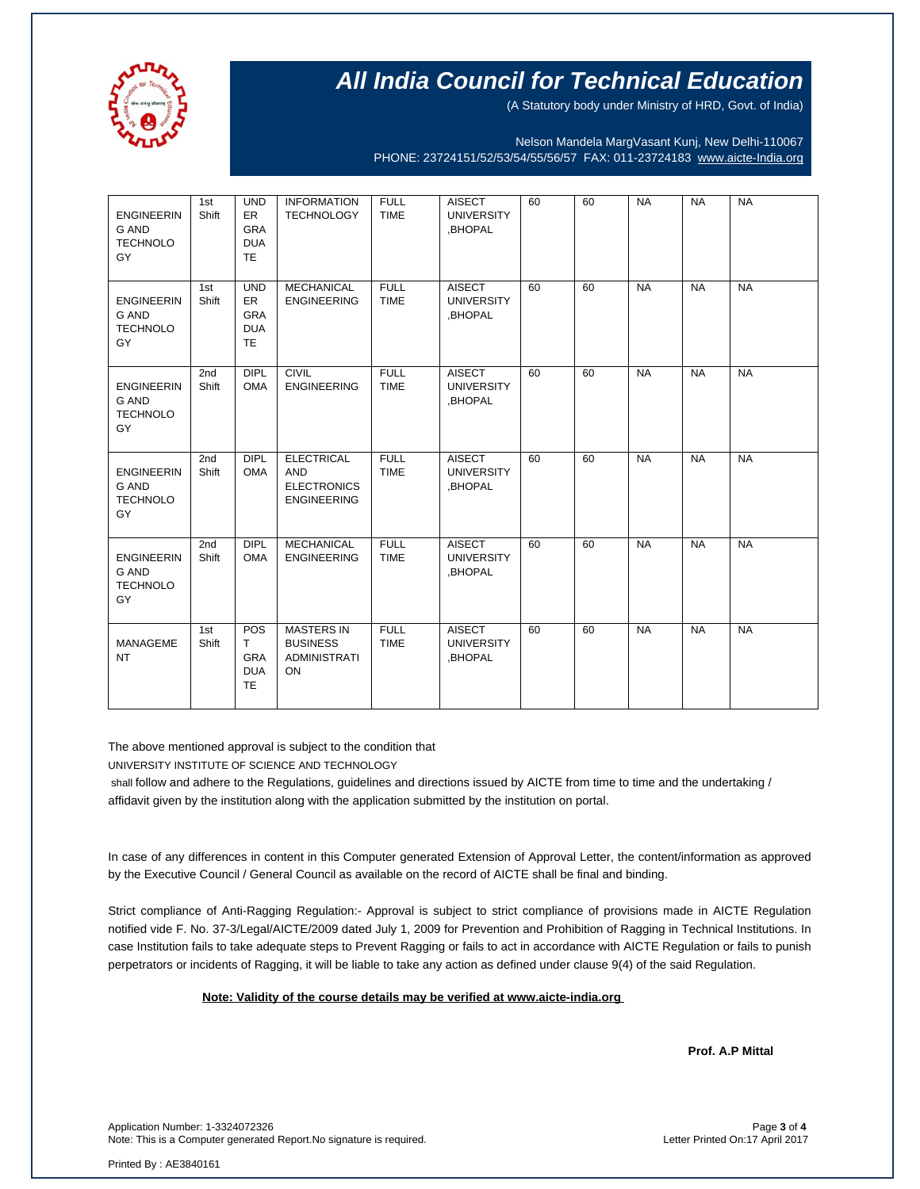# All India Council for Technical Education

(A Statutory body under Ministry of HRD, Govt. of India)

Nelson Mandela MargVasant Kunj, New Delhi-110067
PHONE: 23724151/52/53/54/55/56/57 FAX: 011-23724183 www.aicte-India.org

| | | | | | | | | | | |
|---|---|---|---|---|---|---|---|---|---|---|
| ENGINEERING AND TECHNOLOGY | 1st Shift | UNDER GRADUATE | INFORMATION TECHNOLOGY | FULL TIME | AISECT UNIVERSITY ,BHOPAL | 60 | 60 | NA | NA | NA |
| ENGINEERING AND TECHNOLOGY | 1st Shift | UNDER GRADUATE | MECHANICAL ENGINEERING | FULL TIME | AISECT UNIVERSITY ,BHOPAL | 60 | 60 | NA | NA | NA |
| ENGINEERING AND TECHNOLOGY | 2nd Shift | DIPLOMA | CIVIL ENGINEERING | FULL TIME | AISECT UNIVERSITY ,BHOPAL | 60 | 60 | NA | NA | NA |
| ENGINEERING AND TECHNOLOGY | 2nd Shift | DIPLOMA | ELECTRICAL AND ELECTRONICS ENGINEERING | FULL TIME | AISECT UNIVERSITY ,BHOPAL | 60 | 60 | NA | NA | NA |
| ENGINEERING AND TECHNOLOGY | 2nd Shift | DIPLOMA | MECHANICAL ENGINEERING | FULL TIME | AISECT UNIVERSITY ,BHOPAL | 60 | 60 | NA | NA | NA |
| MANAGEMENT | 1st Shift | POST GRADUATE | MASTERS IN BUSINESS ADMINISTRATION | FULL TIME | AISECT UNIVERSITY ,BHOPAL | 60 | 60 | NA | NA | NA |

The above mentioned approval is subject to the condition that
UNIVERSITY INSTITUTE OF SCIENCE AND TECHNOLOGY
shall follow and adhere to the Regulations, guidelines and directions issued by AICTE from time to time and the undertaking / affidavit given by the institution along with the application submitted by the institution on portal.

In case of any differences in content in this Computer generated Extension of Approval Letter, the content/information as approved by the Executive Council / General Council as available on the record of AICTE shall be final and binding.

Strict compliance of Anti-Ragging Regulation:- Approval is subject to strict compliance of provisions made in AICTE Regulation notified vide F. No. 37-3/Legal/AICTE/2009 dated July 1, 2009 for Prevention and Prohibition of Ragging in Technical Institutions. In case Institution fails to take adequate steps to Prevent Ragging or fails to act in accordance with AICTE Regulation or fails to punish perpetrators or incidents of Ragging, it will be liable to take any action as defined under clause 9(4) of the said Regulation.

**Note: Validity of the course details may be verified at www.aicte-india.org**

**Prof. A.P Mittal**

Application Number: 1-3324072326
Note: This is a Computer generated Report.No signature is required.

Letter Printed On:17 April 2017

Printed By : AE3840161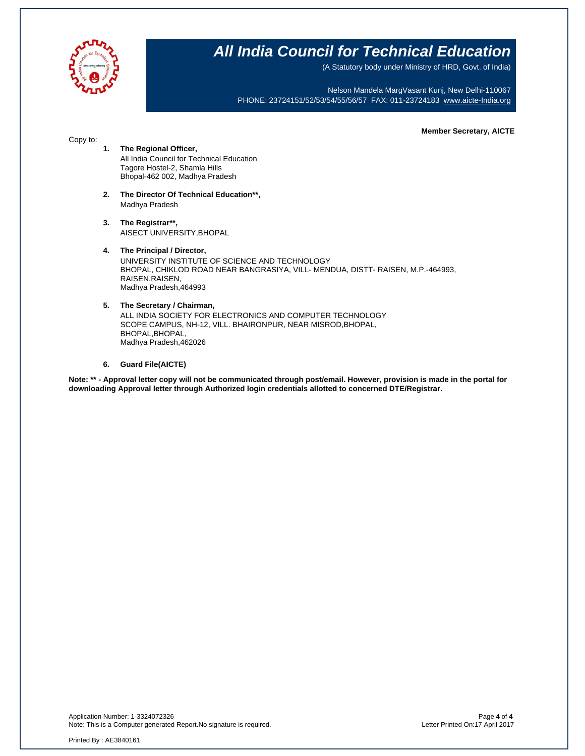**Member Secretary, AICTE**

Copy to:

1. **The Regional Officer,**
   All India Council for Technical Education
   Tagore Hostel-2, Shamla Hills
   Bhopal-462 002, Madhya Pradesh

2. **The Director Of Technical Education\*\*,**
   Madhya Pradesh

3. **The Registrar\*\*,**
   AISECT UNIVERSITY,BHOPAL

4. **The Principal / Director,**
   UNIVERSITY INSTITUTE OF SCIENCE AND TECHNOLOGY
   BHOPAL, CHIKLOD ROAD NEAR BANGRASIYA, VILL- MENDUA, DISTT- RAISEN, M.P.-464993,
   RAISEN,RAISEN,
   Madhya Pradesh,464993

5. **The Secretary / Chairman,**
   ALL INDIA SOCIETY FOR ELECTRONICS AND COMPUTER TECHNOLOGY
   SCOPE CAMPUS, NH-12, VILL. BHAIRONPUR, NEAR MISROD,BHOPAL,
   BHOPAL,BHOPAL,
   Madhya Pradesh,462026

6. **Guard File(AICTE)**

**Note: \*\* - Approval letter copy will not be communicated through post/email. However, provision is made in the portal for downloading Approval letter through Authorized login credentials allotted to concerned DTE/Registrar.**

Application Number: 1-3324072326
Note: This is a Computer generated Report.No signature is required.

Letter Printed On:17 April 2017

Printed By : AE3840161